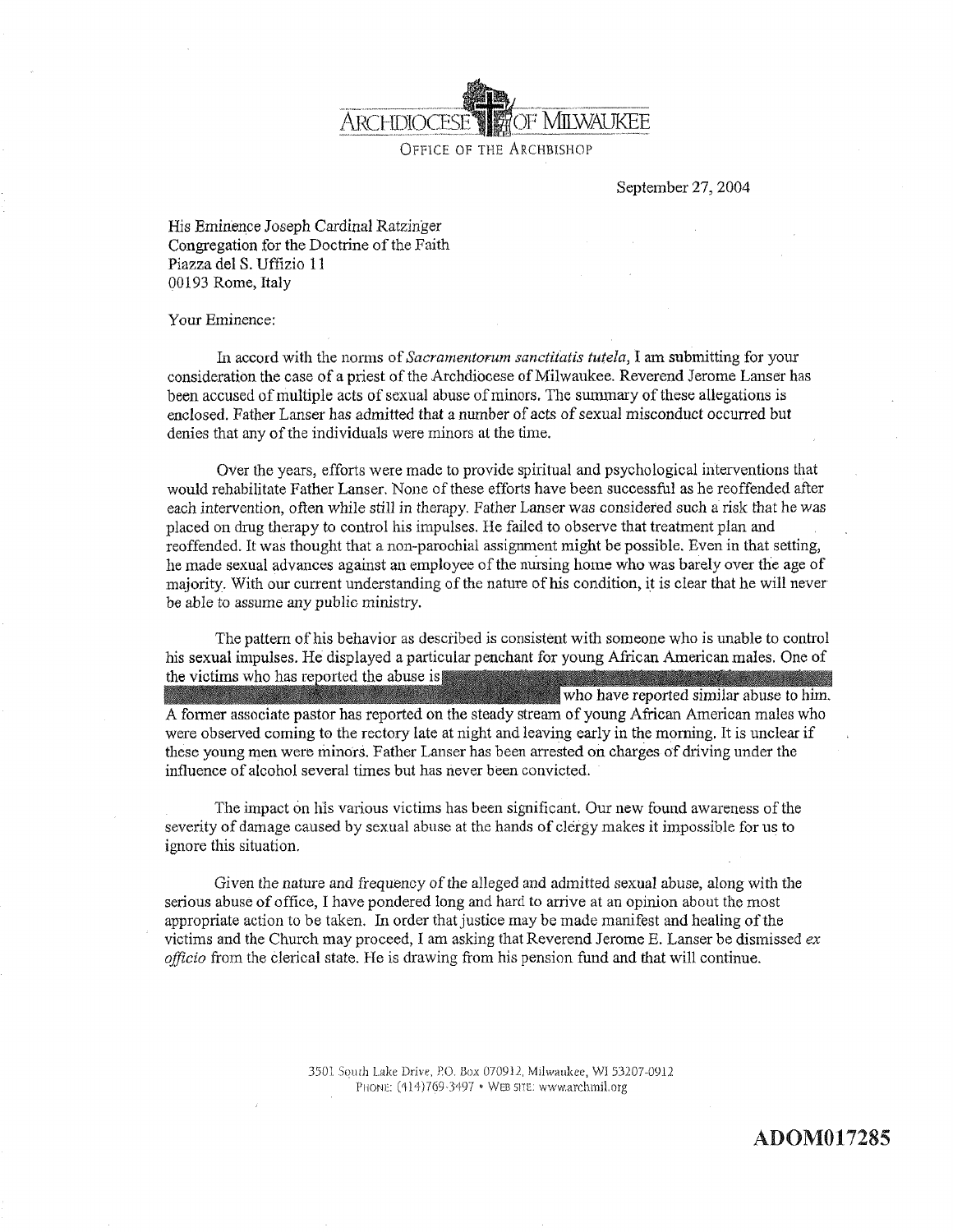ARCHDIOCESE OF MILWAUKEE

OFFICE OF THE ARCHBISHOP

September 27, 2004

His Eminence Joseph Cardinal Ratzinger
Congregation for the Doctrine of the Faith
Piazza del S. Uffizio 11
00193 Rome, Italy

Your Eminence:

In accord with the norms of *Sacramentorum sanctitatis tutela,* I am submitting for your consideration the case of a priest of the Archdiocese of Milwaukee. Reverend Jerome Lanser has been accused of multiple acts of sexual abuse of minors. The summary of these allegations is enclosed. Father Lanser has admitted that a number of acts of sexual misconduct occurred but denies that any of the individuals were minors at the time.

Over the years, efforts were made to provide spiritual and psychological interventions that would rehabilitate Father Lanser. None of these efforts have been successful as he reoffended after each intervention, often while still in therapy. Father Lanser was considered such a risk that he was placed on drug therapy to control his impulses. He failed to observe that treatment plan and reoffended. It was thought that a non-parochial assignment might be possible. Even in that setting, he made sexual advances against an employee of the nursing home who was barely over the age of majority. With our current understanding of the nature of his condition, it is clear that he will never be able to assume any public ministry.

The pattern of his behavior as described is consistent with someone who is unable to control his sexual impulses. He displayed a particular penchant for young African American males. One of the victims who has reported the abuse is [REDACTED] who have reported similar abuse to him. A former associate pastor has reported on the steady stream of young African American males who were observed coming to the rectory late at night and leaving early in the morning. It is unclear if these young men were minors. Father Lanser has been arrested on charges of driving under the influence of alcohol several times but has never been convicted.

The impact on his various victims has been significant. Our new found awareness of the severity of damage caused by sexual abuse at the hands of clergy makes it impossible for us to ignore this situation.

Given the nature and frequency of the alleged and admitted sexual abuse, along with the serious abuse of office, I have pondered long and hard to arrive at an opinion about the most appropriate action to be taken. In order that justice may be made manifest and healing of the victims and the Church may proceed, I am asking that Reverend Jerome E. Lanser be dismissed *ex officio* from the clerical state. He is drawing from his pension fund and that will continue.

3501 South Lake Drive, P.O. Box 070912, Milwaukee, WI 53207-0912
PHONE: (414)769-3497 • WEB SITE: www.archmil.org

**ADOM017285**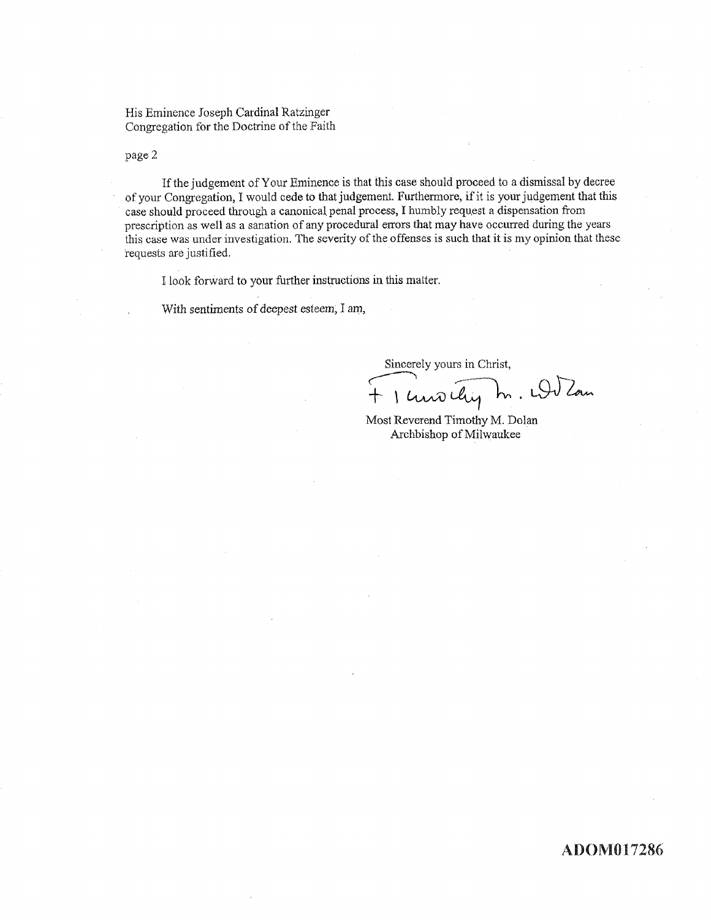His Eminence Joseph Cardinal Ratzinger
Congregation for the Doctrine of the Faith

page 2

If the judgement of Your Eminence is that this case should proceed to a dismissal by decree of your Congregation, I would cede to that judgement. Furthermore, if it is your judgement that this case should proceed through a canonical penal process, I humbly request a dispensation from prescription as well as a sanation of any procedural errors that may have occurred during the years this case was under investigation. The severity of the offenses is such that it is my opinion that these requests are justified.

I look forward to your further instructions in this matter.

With sentiments of deepest esteem, I am,

Sincerely yours in Christ,

+ Timothy M. Dolan

Most Reverend Timothy M. Dolan
Archbishop of Milwaukee

ADOM017286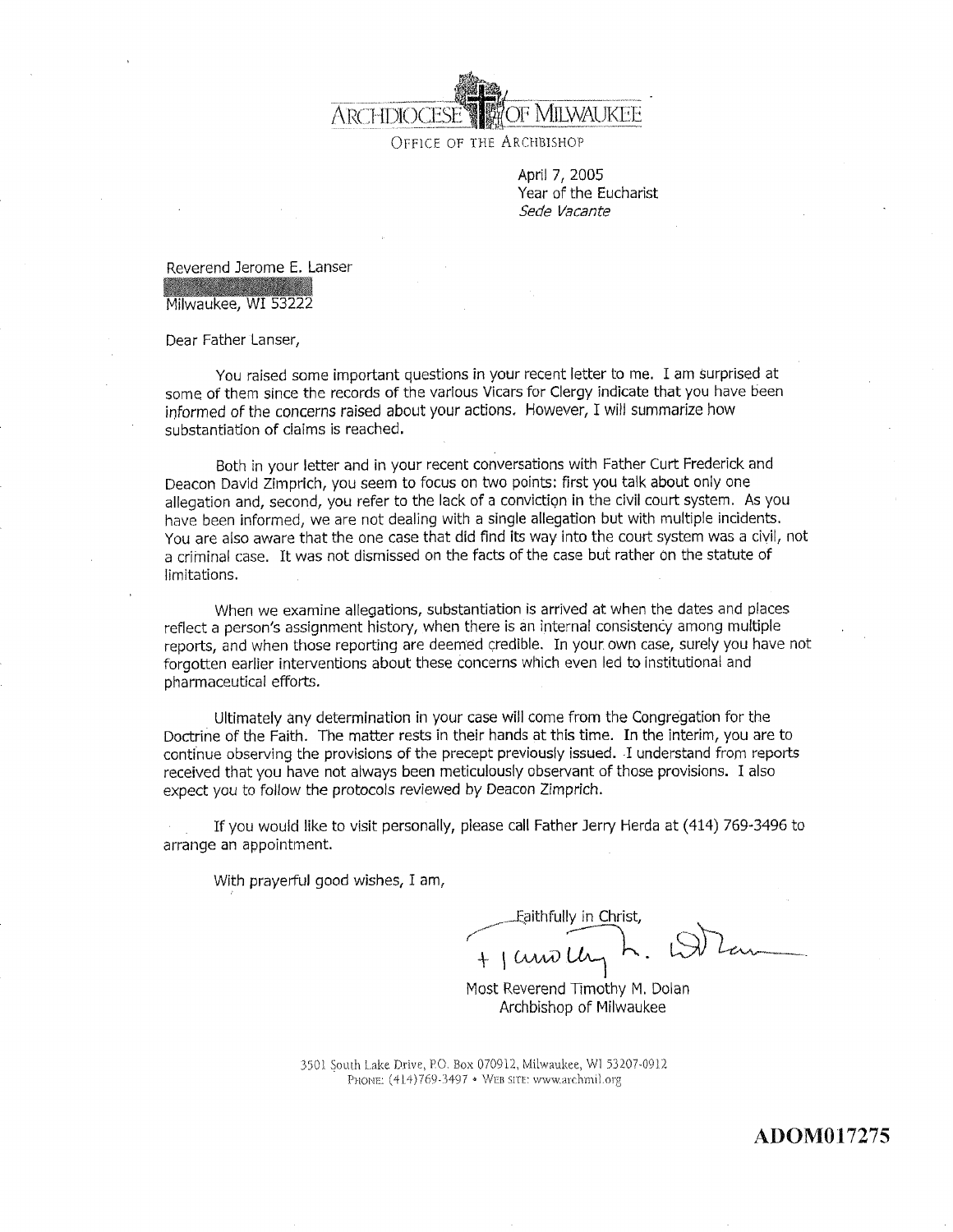ARCHDIOCESE OF MILWAUKEE

OFFICE OF THE ARCHBISHOP

April 7, 2005
Year of the Eucharist
*Sede Vacante*

Reverend Jerome E. Lanser

Milwaukee, WI 53222

Dear Father Lanser,

You raised some important questions in your recent letter to me. I am surprised at some of them since the records of the various Vicars for Clergy indicate that you have been informed of the concerns raised about your actions. However, I will summarize how substantiation of claims is reached.

Both in your letter and in your recent conversations with Father Curt Frederick and Deacon David Zimprich, you seem to focus on two points: first you talk about only one allegation and, second, you refer to the lack of a conviction in the civil court system. As you have been informed, we are not dealing with a single allegation but with multiple incidents. You are also aware that the one case that did find its way into the court system was a civil, not a criminal case. It was not dismissed on the facts of the case but rather on the statute of limitations.

When we examine allegations, substantiation is arrived at when the dates and places reflect a person's assignment history, when there is an internal consistency among multiple reports, and when those reporting are deemed credible. In your own case, surely you have not forgotten earlier interventions about these concerns which even led to institutional and pharmaceutical efforts.

Ultimately any determination in your case will come from the Congregation for the Doctrine of the Faith. The matter rests in their hands at this time. In the interim, you are to continue observing the provisions of the precept previously issued. I understand from reports received that you have not always been meticulously observant of those provisions. I also expect you to follow the protocols reviewed by Deacon Zimprich.

If you would like to visit personally, please call Father Jerry Herda at (414) 769-3496 to arrange an appointment.

With prayerful good wishes, I am,

Faithfully in Christ,

+ Timothy M. Dolan

Most Reverend Timothy M. Dolan
Archbishop of Milwaukee

3501 South Lake Drive, P.O. Box 070912, Milwaukee, WI 53207-0912
PHONE: (414)769-3497 • WEB SITE: www.archmil.org

**ADOM017275**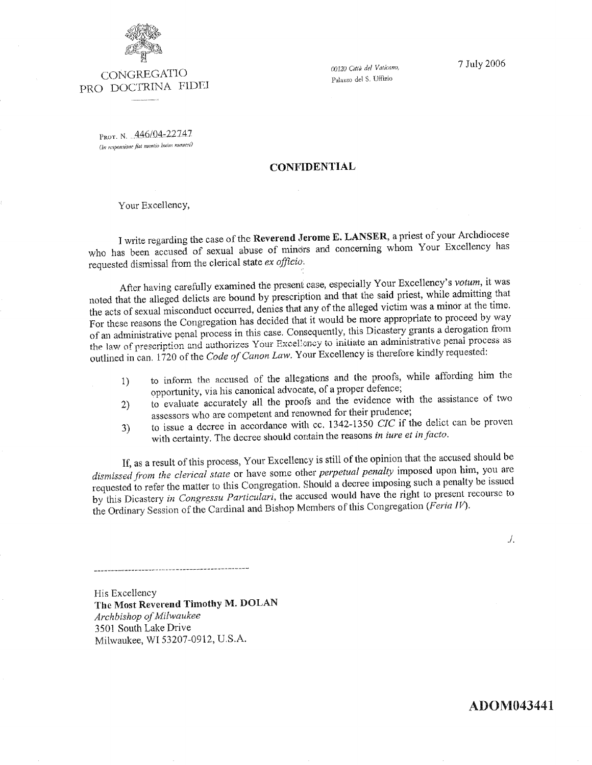CONGREGATIO
PRO DOCTRINA FIDEI

*00120 Città del Vaticano,*
Palazzo del S. Uffizio

7 July 2006

PROT. N. 446/04-22747
*(In responsione fiat mentio huius numeri)*

**CONFIDENTIAL**

Your Excellency,

I write regarding the case of the **Reverend Jerome E. LANSER**, a priest of your Archdiocese who has been accused of sexual abuse of minors and concerning whom Your Excellency has requested dismissal from the clerical state *ex officio*.

After having carefully examined the present case, especially Your Excellency's *votum*, it was noted that the alleged delicts are bound by prescription and that the said priest, while admitting that the acts of sexual misconduct occurred, denies that any of the alleged victim was a minor at the time. For these reasons the Congregation has decided that it would be more appropriate to proceed by way of an administrative penal process in this case. Consequently, this Dicastery grants a derogation from the law of prescription and authorizes Your Excellency to initiate an administrative penal process as outlined in can. 1720 of the *Code of Canon Law*. Your Excellency is therefore kindly requested:

1) to inform the accused of the allegations and the proofs, while affording him the opportunity, via his canonical advocate, of a proper defence;
2) to evaluate accurately all the proofs and the evidence with the assistance of two assessors who are competent and renowned for their prudence;
3) to issue a decree in accordance with cc. 1342-1350 *CIC* if the delict can be proven with certainty. The decree should contain the reasons *in iure et in facto*.

If, as a result of this process, Your Excellency is still of the opinion that the accused should be *dismissed from the clerical state* or have some other *perpetual penalty* imposed upon him, you are requested to refer the matter to this Congregation. Should a decree imposing such a penalty be issued by this Dicastery *in Congressu Particulari*, the accused would have the right to present recourse to the Ordinary Session of the Cardinal and Bishop Members of this Congregation (*Feria IV*).

./.

His Excellency
**The Most Reverend Timothy M. DOLAN**
*Archbishop of Milwaukee*
3501 South Lake Drive
Milwaukee, WI 53207-0912, U.S.A.

**ADOM043441**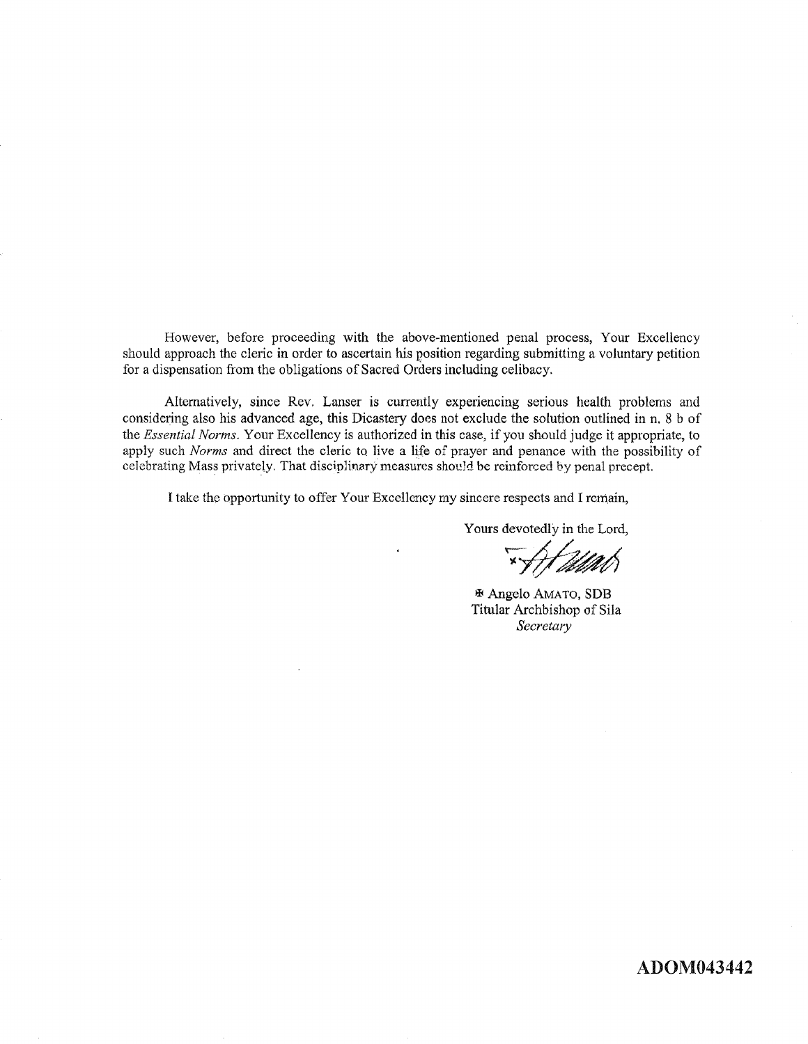However, before proceeding with the above-mentioned penal process, Your Excellency should approach the cleric in order to ascertain his position regarding submitting a voluntary petition for a dispensation from the obligations of Sacred Orders including celibacy.

Alternatively, since Rev. Lanser is currently experiencing serious health problems and considering also his advanced age, this Dicastery does not exclude the solution outlined in n. 8 b of the *Essential Norms*. Your Excellency is authorized in this case, if you should judge it appropriate, to apply such *Norms* and direct the cleric to live a life of prayer and penance with the possibility of celebrating Mass privately. That disciplinary measures should be reinforced by penal precept.

I take the opportunity to offer Your Excellency my sincere respects and I remain,

Yours devotedly in the Lord,

✠ Angelo AMATO, SDB
Titular Archbishop of Sila
*Secretary*

ADOM043442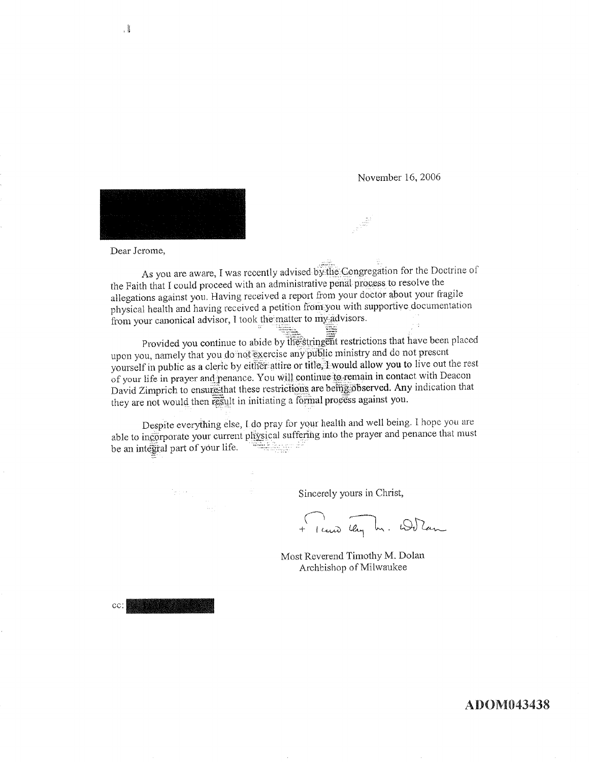November 16, 2006

Dear Jerome,

As you are aware, I was recently advised by the Congregation for the Doctrine of the Faith that I could proceed with an administrative penal process to resolve the allegations against you. Having received a report from your doctor about your fragile physical health and having received a petition from you with supportive documentation from your canonical advisor, I took the matter to my advisors.

Provided you continue to abide by the stringent restrictions that have been placed upon you, namely that you do not exercise any public ministry and do not present yourself in public as a cleric by either attire or title, I would allow you to live out the rest of your life in prayer and penance. You will continue to remain in contact with Deacon David Zimprich to ensure that these restrictions are being observed. Any indication that they are not would then result in initiating a formal process against you.

Despite everything else, I do pray for your health and well being. I hope you are able to incorporate your current physical suffering into the prayer and penance that must be an integral part of your life.

Sincerely yours in Christ,

+ Timothy M. Dolan

Most Reverend Timothy M. Dolan
Archbishop of Milwaukee

cc:

ADOM043438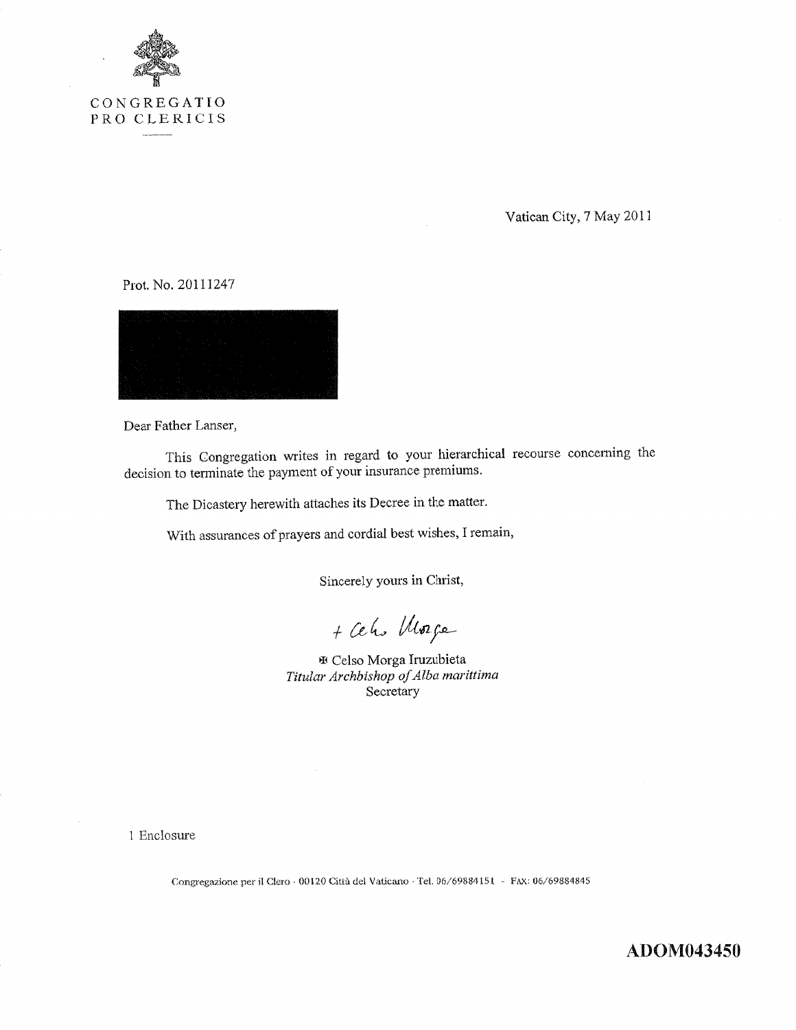CONGREGATIO
PRO CLERICIS

Vatican City, 7 May 2011

Prot. No. 20111247

Dear Father Lanser,

This Congregation writes in regard to your hierarchical recourse concerning the decision to terminate the payment of your insurance premiums.

The Dicastery herewith attaches its Decree in the matter.

With assurances of prayers and cordial best wishes, I remain,

Sincerely yours in Christ,

+ Celso Morga

✠ Celso Morga Iruzubieta
*Titular Archbishop of Alba marittima*
Secretary

1 Enclosure

Congregazione per il Clero · 00120 Città del Vaticano · Tel. 06/69884151 · FAX: 06/69884845

**ADOM043450**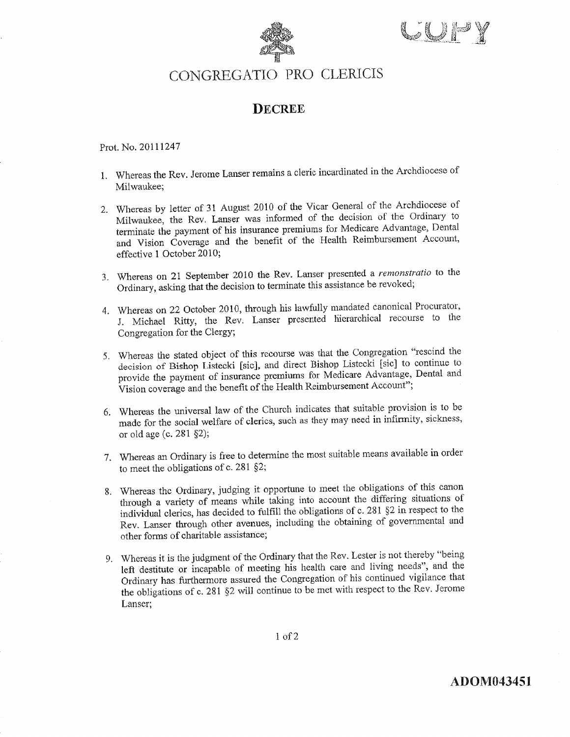COPY

# CONGREGATIO PRO CLERICIS

## DECREE

Prot. No. 20111247

1. Whereas the Rev. Jerome Lanser remains a cleric incardinated in the Archdiocese of Milwaukee;

2. Whereas by letter of 31 August 2010 of the Vicar General of the Archdiocese of Milwaukee, the Rev. Lanser was informed of the decision of the Ordinary to terminate the payment of his insurance premiums for Medicare Advantage, Dental and Vision Coverage and the benefit of the Health Reimbursement Account, effective 1 October 2010;

3. Whereas on 21 September 2010 the Rev. Lanser presented a *remonstratio* to the Ordinary, asking that the decision to terminate this assistance be revoked;

4. Whereas on 22 October 2010, through his lawfully mandated canonical Procurator, J. Michael Ritty, the Rev. Lanser presented hierarchical recourse to the Congregation for the Clergy;

5. Whereas the stated object of this recourse was that the Congregation "rescind the decision of Bishop Listecki [sic], and direct Bishop Listecki [sic] to continue to provide the payment of insurance premiums for Medicare Advantage, Dental and Vision coverage and the benefit of the Health Reimbursement Account";

6. Whereas the universal law of the Church indicates that suitable provision is to be made for the social welfare of clerics, such as they may need in infirmity, sickness, or old age (c. 281 §2);

7. Whereas an Ordinary is free to determine the most suitable means available in order to meet the obligations of c. 281 §2;

8. Whereas the Ordinary, judging it opportune to meet the obligations of this canon through a variety of means while taking into account the differing situations of individual clerics, has decided to fulfill the obligations of c. 281 §2 in respect to the Rev. Lanser through other avenues, including the obtaining of governmental and other forms of charitable assistance;

9. Whereas it is the judgment of the Ordinary that the Rev. Lester is not thereby "being left destitute or incapable of meeting his health care and living needs", and the Ordinary has furthermore assured the Congregation of his continued vigilance that the obligations of c. 281 §2 will continue to be met with respect to the Rev. Jerome Lanser;

ADOM043451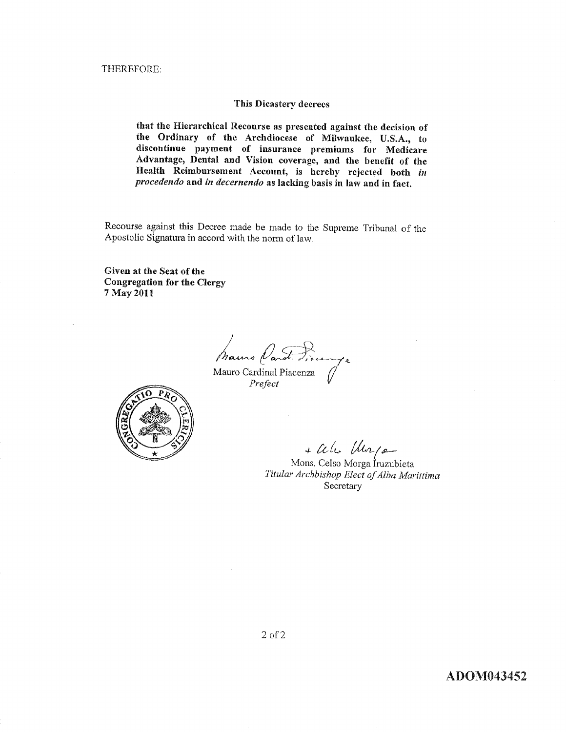THEREFORE:

**This Dicastery decrees**

**that the Hierarchical Recourse as presented against the decision of the Ordinary of the Archdiocese of Milwaukee, U.S.A., to discontinue payment of insurance premiums for Medicare Advantage, Dental and Vision coverage, and the benefit of the Health Reimbursement Account, is hereby rejected both *in procedendo* and *in decernendo* as lacking basis in law and in fact.**

Recourse against this Decree made be made to the Supreme Tribunal of the Apostolic Signatura in accord with the norm of law.

**Given at the Seat of the**
**Congregation for the Clergy**
**7 May 2011**

Mauro Card. Piacenza

Mauro Cardinal Piacenza
*Prefect*

CONGREGATIO PRO CLERICIS

+ Celso Morga

Mons. Celso Morga Iruzubieta
*Titular Archbishop Elect of Alba Marittima*
Secretary

**ADOM043452**